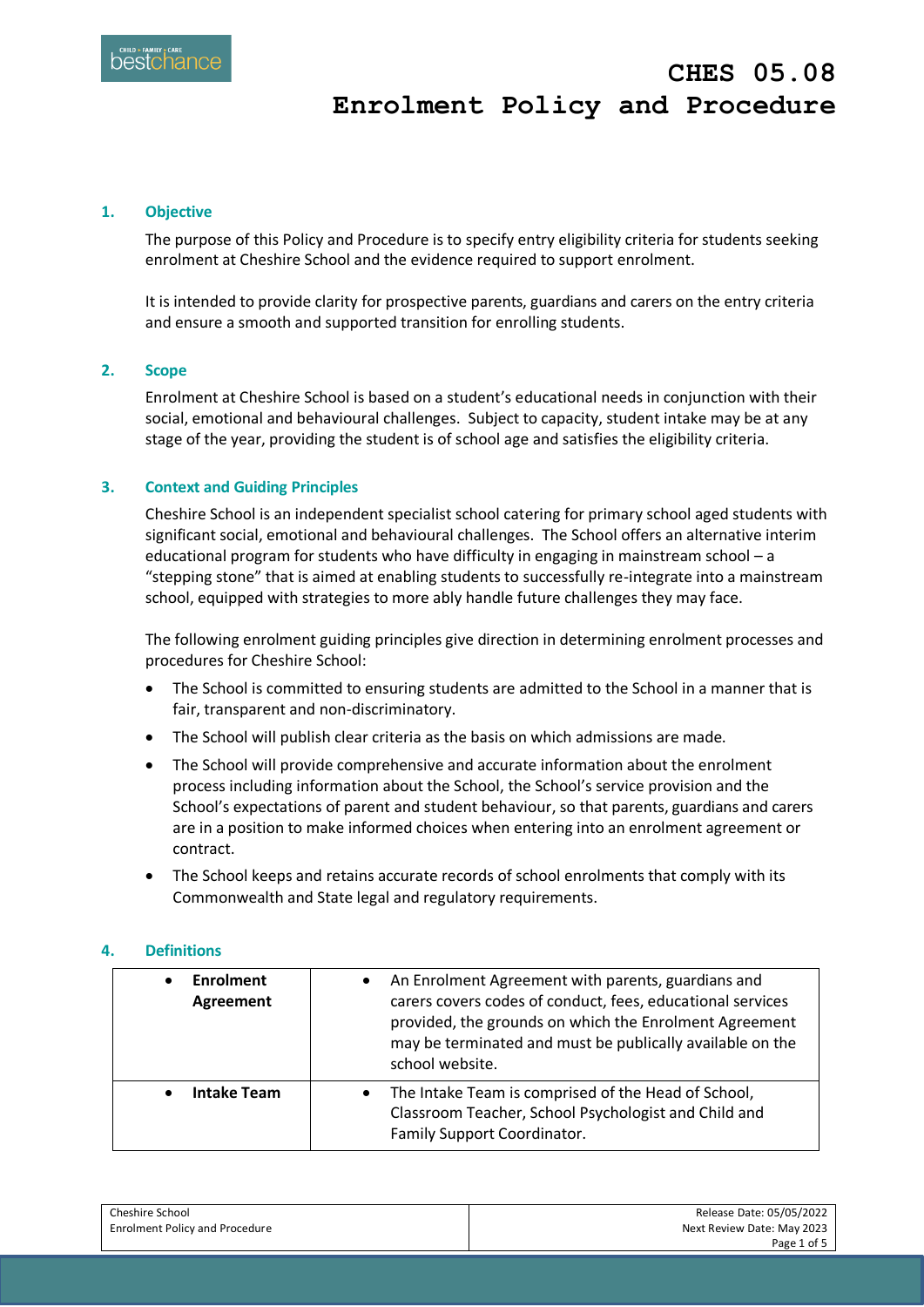# CHES 05.08
# Enrolment Policy and Procedure

## 1. Objective

The purpose of this Policy and Procedure is to specify entry eligibility criteria for students seeking enrolment at Cheshire School and the evidence required to support enrolment.

It is intended to provide clarity for prospective parents, guardians and carers on the entry criteria and ensure a smooth and supported transition for enrolling students.

## 2. Scope

Enrolment at Cheshire School is based on a student's educational needs in conjunction with their social, emotional and behavioural challenges. Subject to capacity, student intake may be at any stage of the year, providing the student is of school age and satisfies the eligibility criteria.

## 3. Context and Guiding Principles

Cheshire School is an independent specialist school catering for primary school aged students with significant social, emotional and behavioural challenges. The School offers an alternative interim educational program for students who have difficulty in engaging in mainstream school – a "stepping stone" that is aimed at enabling students to successfully re-integrate into a mainstream school, equipped with strategies to more ably handle future challenges they may face.

The following enrolment guiding principles give direction in determining enrolment processes and procedures for Cheshire School:

- The School is committed to ensuring students are admitted to the School in a manner that is fair, transparent and non-discriminatory.
- The School will publish clear criteria as the basis on which admissions are made.
- The School will provide comprehensive and accurate information about the enrolment process including information about the School, the School's service provision and the School's expectations of parent and student behaviour, so that parents, guardians and carers are in a position to make informed choices when entering into an enrolment agreement or contract.
- The School keeps and retains accurate records of school enrolments that comply with its Commonwealth and State legal and regulatory requirements.

## 4. Definitions

| Term | Definition |
|---|---|
| **Enrolment Agreement** | An Enrolment Agreement with parents, guardians and carers covers codes of conduct, fees, educational services provided, the grounds on which the Enrolment Agreement may be terminated and must be publically available on the school website. |
| **Intake Team** | The Intake Team is comprised of the Head of School, Classroom Teacher, School Psychologist and Child and Family Support Coordinator. |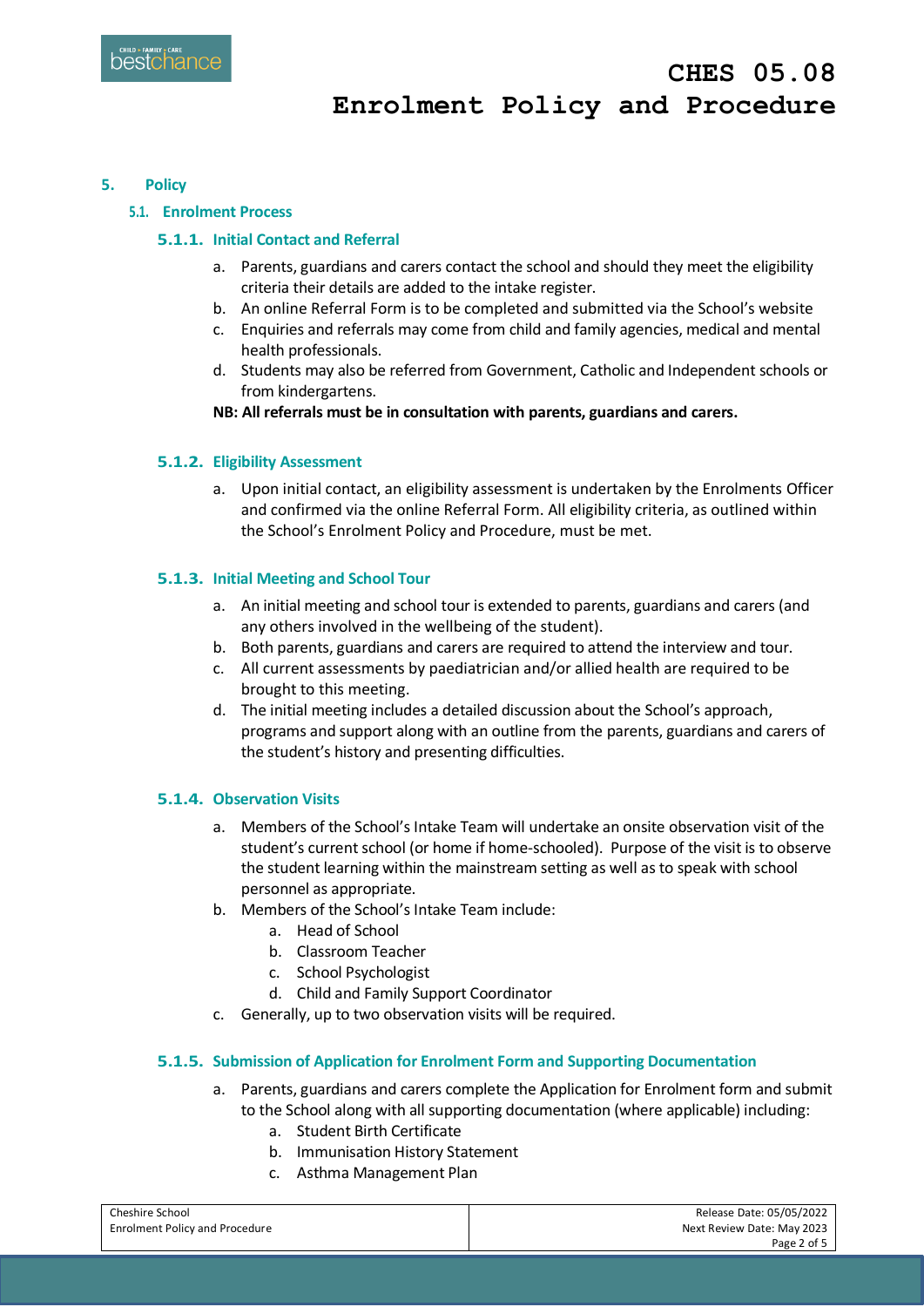## 5. Policy

### 5.1. Enrolment Process

#### 5.1.1. Initial Contact and Referral

a. Parents, guardians and carers contact the school and should they meet the eligibility criteria their details are added to the intake register.
b. An online Referral Form is to be completed and submitted via the School's website
c. Enquiries and referrals may come from child and family agencies, medical and mental health professionals.
d. Students may also be referred from Government, Catholic and Independent schools or from kindergartens.

**NB: All referrals must be in consultation with parents, guardians and carers.**

#### 5.1.2. Eligibility Assessment

a. Upon initial contact, an eligibility assessment is undertaken by the Enrolments Officer and confirmed via the online Referral Form. All eligibility criteria, as outlined within the School's Enrolment Policy and Procedure, must be met.

#### 5.1.3. Initial Meeting and School Tour

a. An initial meeting and school tour is extended to parents, guardians and carers (and any others involved in the wellbeing of the student).
b. Both parents, guardians and carers are required to attend the interview and tour.
c. All current assessments by paediatrician and/or allied health are required to be brought to this meeting.
d. The initial meeting includes a detailed discussion about the School's approach, programs and support along with an outline from the parents, guardians and carers of the student's history and presenting difficulties.

#### 5.1.4. Observation Visits

a. Members of the School's Intake Team will undertake an onsite observation visit of the student's current school (or home if home-schooled). Purpose of the visit is to observe the student learning within the mainstream setting as well as to speak with school personnel as appropriate.
b. Members of the School's Intake Team include:
   a. Head of School
   b. Classroom Teacher
   c. School Psychologist
   d. Child and Family Support Coordinator
c. Generally, up to two observation visits will be required.

#### 5.1.5. Submission of Application for Enrolment Form and Supporting Documentation

a. Parents, guardians and carers complete the Application for Enrolment form and submit to the School along with all supporting documentation (where applicable) including:
   a. Student Birth Certificate
   b. Immunisation History Statement
   c. Asthma Management Plan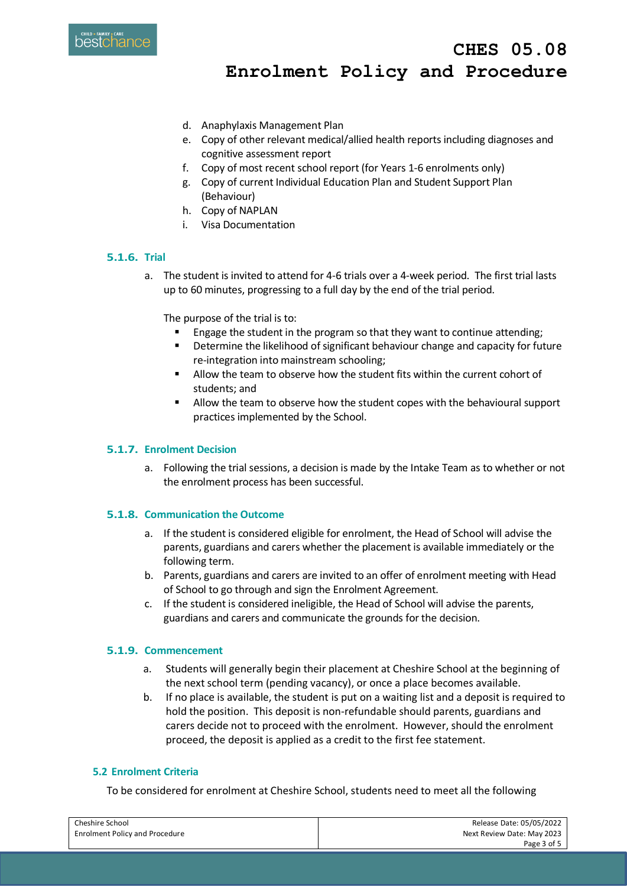d. Anaphylaxis Management Plan
e. Copy of other relevant medical/allied health reports including diagnoses and cognitive assessment report
f. Copy of most recent school report (for Years 1-6 enrolments only)
g. Copy of current Individual Education Plan and Student Support Plan (Behaviour)
h. Copy of NAPLAN
i. Visa Documentation

### 5.1.6. Trial

a. The student is invited to attend for 4-6 trials over a 4-week period. The first trial lasts up to 60 minutes, progressing to a full day by the end of the trial period.

   The purpose of the trial is to:
   - Engage the student in the program so that they want to continue attending;
   - Determine the likelihood of significant behaviour change and capacity for future re-integration into mainstream schooling;
   - Allow the team to observe how the student fits within the current cohort of students; and
   - Allow the team to observe how the student copes with the behavioural support practices implemented by the School.

### 5.1.7. Enrolment Decision

a. Following the trial sessions, a decision is made by the Intake Team as to whether or not the enrolment process has been successful.

### 5.1.8. Communication the Outcome

a. If the student is considered eligible for enrolment, the Head of School will advise the parents, guardians and carers whether the placement is available immediately or the following term.
b. Parents, guardians and carers are invited to an offer of enrolment meeting with Head of School to go through and sign the Enrolment Agreement.
c. If the student is considered ineligible, the Head of School will advise the parents, guardians and carers and communicate the grounds for the decision.

### 5.1.9. Commencement

a. Students will generally begin their placement at Cheshire School at the beginning of the next school term (pending vacancy), or once a place becomes available.
b. If no place is available, the student is put on a waiting list and a deposit is required to hold the position. This deposit is non-refundable should parents, guardians and carers decide not to proceed with the enrolment. However, should the enrolment proceed, the deposit is applied as a credit to the first fee statement.

## 5.2 Enrolment Criteria

To be considered for enrolment at Cheshire School, students need to meet all the following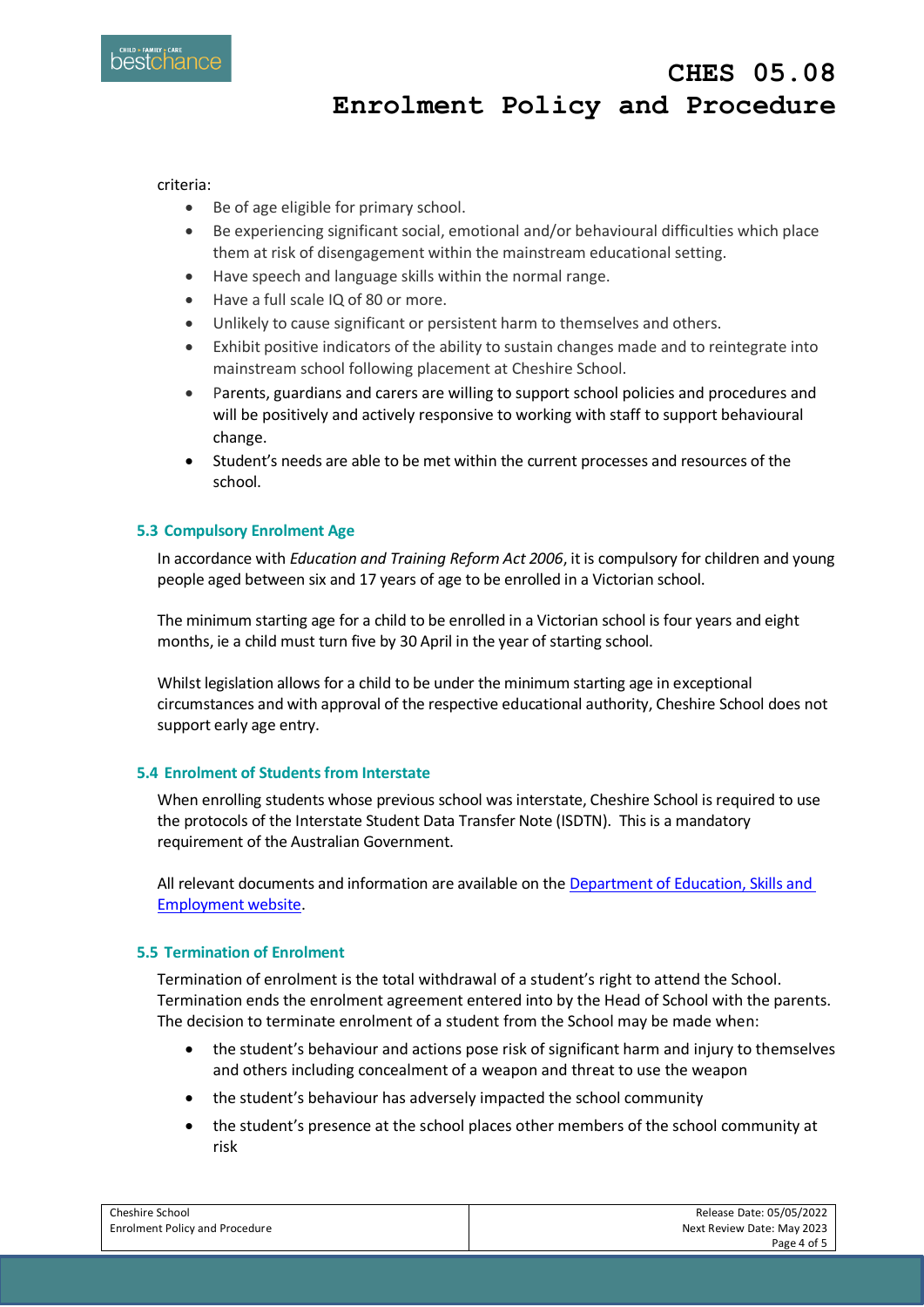criteria:

- Be of age eligible for primary school.
- Be experiencing significant social, emotional and/or behavioural difficulties which place them at risk of disengagement within the mainstream educational setting.
- Have speech and language skills within the normal range.
- Have a full scale IQ of 80 or more.
- Unlikely to cause significant or persistent harm to themselves and others.
- Exhibit positive indicators of the ability to sustain changes made and to reintegrate into mainstream school following placement at Cheshire School.
- Parents, guardians and carers are willing to support school policies and procedures and will be positively and actively responsive to working with staff to support behavioural change.
- Student's needs are able to be met within the current processes and resources of the school.

### 5.3 Compulsory Enrolment Age

In accordance with *Education and Training Reform Act 2006*, it is compulsory for children and young people aged between six and 17 years of age to be enrolled in a Victorian school.

The minimum starting age for a child to be enrolled in a Victorian school is four years and eight months, ie a child must turn five by 30 April in the year of starting school.

Whilst legislation allows for a child to be under the minimum starting age in exceptional circumstances and with approval of the respective educational authority, Cheshire School does not support early age entry.

### 5.4 Enrolment of Students from Interstate

When enrolling students whose previous school was interstate, Cheshire School is required to use the protocols of the Interstate Student Data Transfer Note (ISDTN). This is a mandatory requirement of the Australian Government.

All relevant documents and information are available on the [Department of Education, Skills and Employment website](#).

### 5.5 Termination of Enrolment

Termination of enrolment is the total withdrawal of a student's right to attend the School. Termination ends the enrolment agreement entered into by the Head of School with the parents. The decision to terminate enrolment of a student from the School may be made when:

- the student's behaviour and actions pose risk of significant harm and injury to themselves and others including concealment of a weapon and threat to use the weapon
- the student's behaviour has adversely impacted the school community
- the student's presence at the school places other members of the school community at risk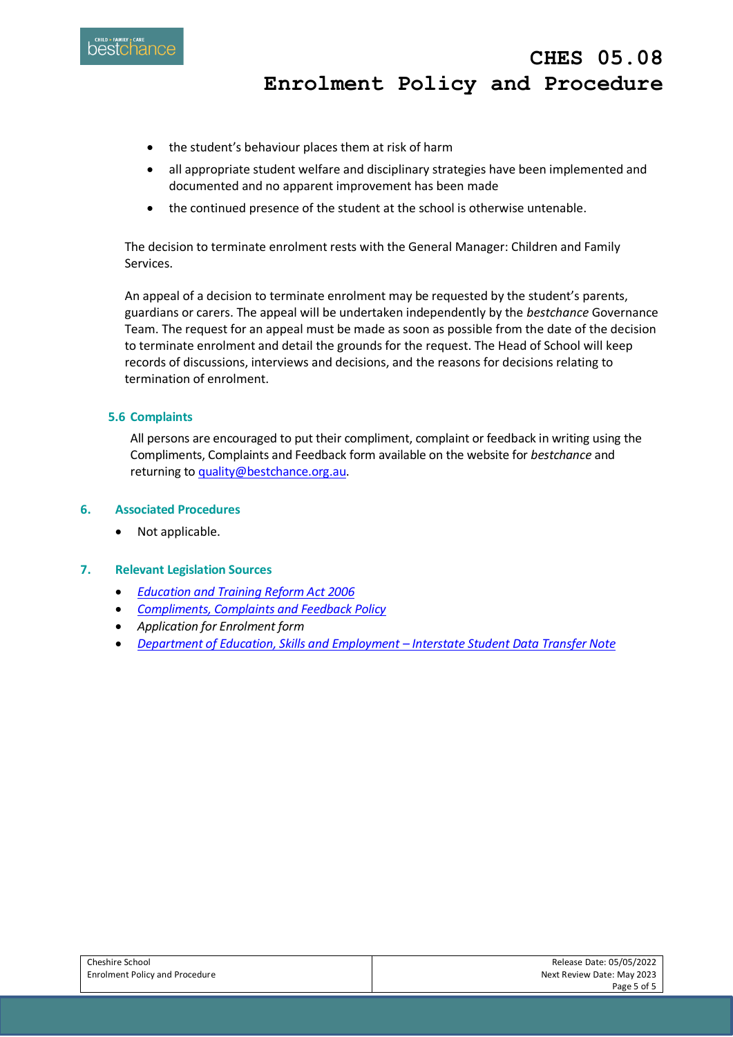- the student's behaviour places them at risk of harm
- all appropriate student welfare and disciplinary strategies have been implemented and documented and no apparent improvement has been made
- the continued presence of the student at the school is otherwise untenable.

The decision to terminate enrolment rests with the General Manager: Children and Family Services.

An appeal of a decision to terminate enrolment may be requested by the student's parents, guardians or carers. The appeal will be undertaken independently by the *bestchance* Governance Team. The request for an appeal must be made as soon as possible from the date of the decision to terminate enrolment and detail the grounds for the request. The Head of School will keep records of discussions, interviews and decisions, and the reasons for decisions relating to termination of enrolment.

### 5.6 Complaints

All persons are encouraged to put their compliment, complaint or feedback in writing using the Compliments, Complaints and Feedback form available on the website for *bestchance* and returning to quality@bestchance.org.au.

## 6. Associated Procedures

- Not applicable.

## 7. Relevant Legislation Sources

- *Education and Training Reform Act 2006*
- *Compliments, Complaints and Feedback Policy*
- *Application for Enrolment form*
- *Department of Education, Skills and Employment – Interstate Student Data Transfer Note*